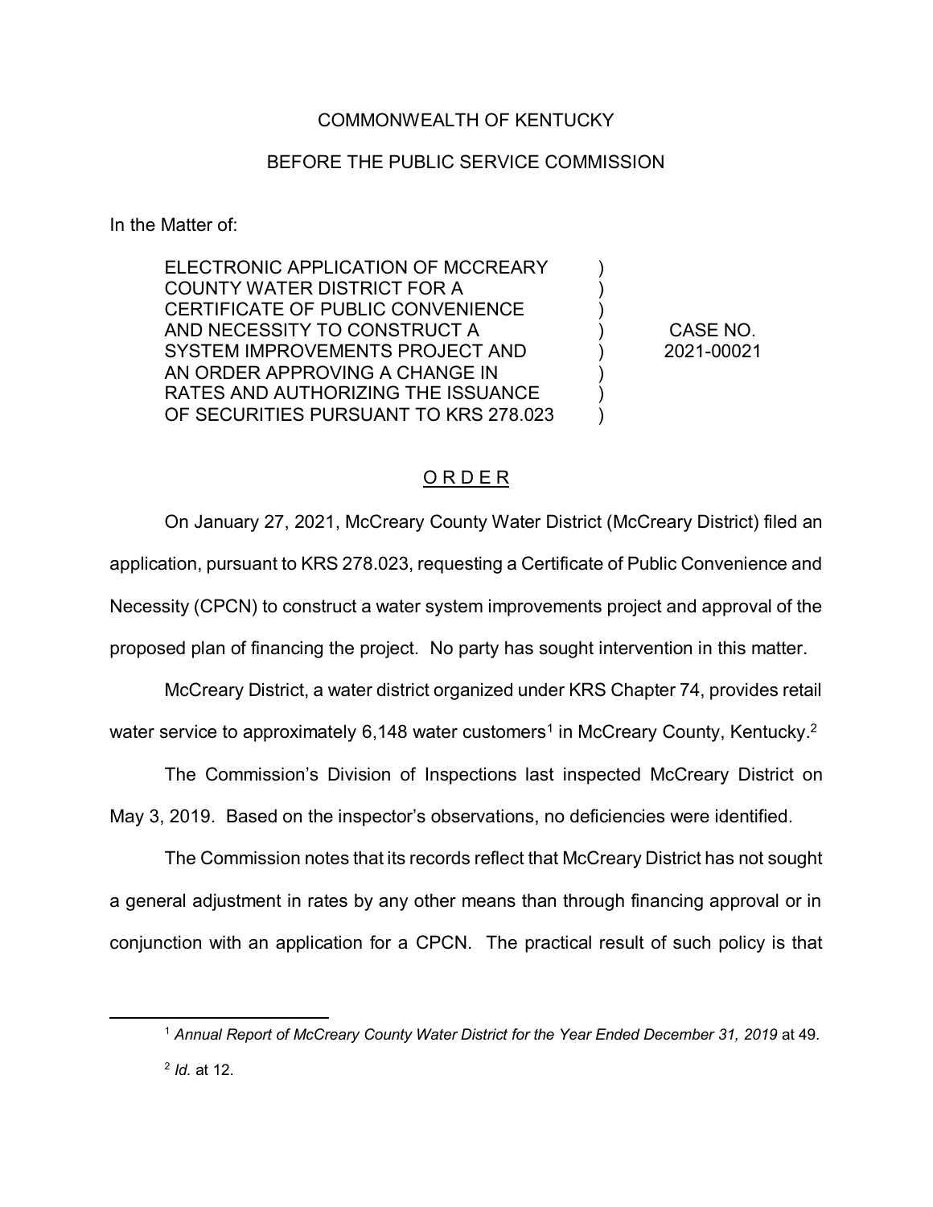COMMONWEALTH OF KENTUCKY

BEFORE THE PUBLIC SERVICE COMMISSION

In the Matter of:

| | | |
|---|---|---|
| ELECTRONIC APPLICATION OF MCCREARY COUNTY WATER DISTRICT FOR A CERTIFICATE OF PUBLIC CONVENIENCE AND NECESSITY TO CONSTRUCT A SYSTEM IMPROVEMENTS PROJECT AND AN ORDER APPROVING A CHANGE IN RATES AND AUTHORIZING THE ISSUANCE OF SECURITIES PURSUANT TO KRS 278.023 | ) | CASE NO. 2021-00021 |

## O R D E R

On January 27, 2021, McCreary County Water District (McCreary District) filed an application, pursuant to KRS 278.023, requesting a Certificate of Public Convenience and Necessity (CPCN) to construct a water system improvements project and approval of the proposed plan of financing the project. No party has sought intervention in this matter.

McCreary District, a water district organized under KRS Chapter 74, provides retail water service to approximately 6,148 water customers[1] in McCreary County, Kentucky.[2]

The Commission's Division of Inspections last inspected McCreary District on May 3, 2019. Based on the inspector's observations, no deficiencies were identified.

The Commission notes that its records reflect that McCreary District has not sought a general adjustment in rates by any other means than through financing approval or in conjunction with an application for a CPCN. The practical result of such policy is that

---

[1] *Annual Report of McCreary County Water District for the Year Ended December 31, 2019* at 49.

[2] *Id.* at 12.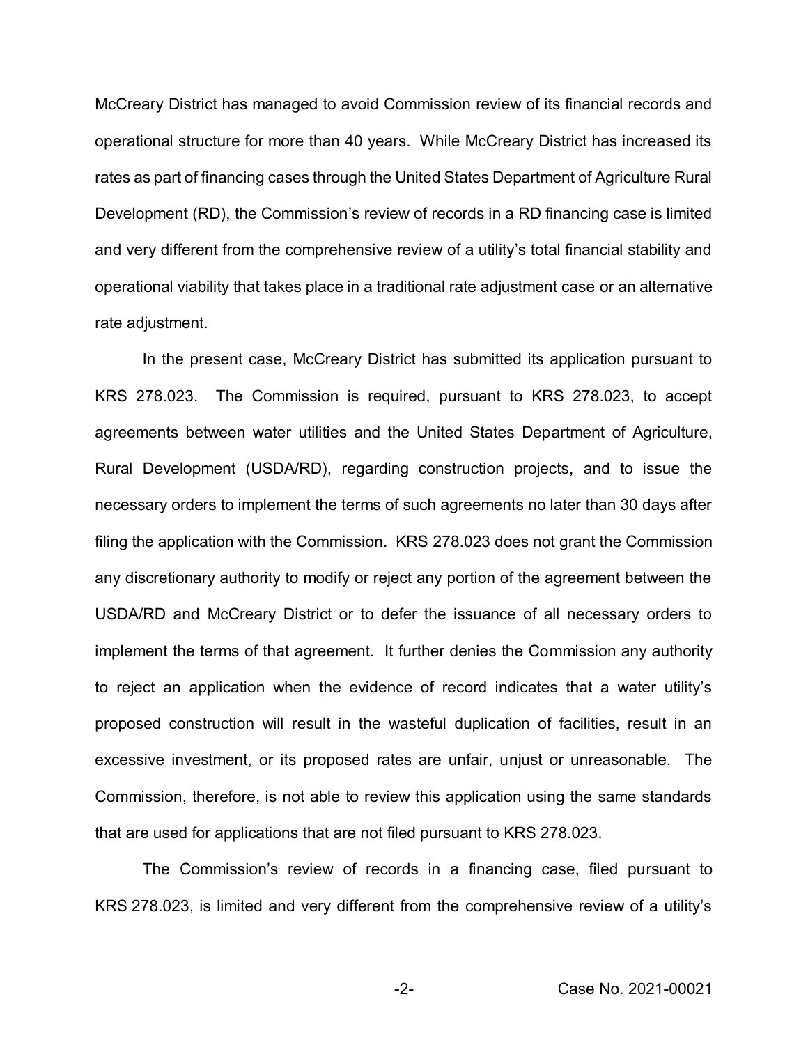McCreary District has managed to avoid Commission review of its financial records and operational structure for more than 40 years. While McCreary District has increased its rates as part of financing cases through the United States Department of Agriculture Rural Development (RD), the Commission's review of records in a RD financing case is limited and very different from the comprehensive review of a utility's total financial stability and operational viability that takes place in a traditional rate adjustment case or an alternative rate adjustment.

In the present case, McCreary District has submitted its application pursuant to KRS 278.023. The Commission is required, pursuant to KRS 278.023, to accept agreements between water utilities and the United States Department of Agriculture, Rural Development (USDA/RD), regarding construction projects, and to issue the necessary orders to implement the terms of such agreements no later than 30 days after filing the application with the Commission. KRS 278.023 does not grant the Commission any discretionary authority to modify or reject any portion of the agreement between the USDA/RD and McCreary District or to defer the issuance of all necessary orders to implement the terms of that agreement. It further denies the Commission any authority to reject an application when the evidence of record indicates that a water utility's proposed construction will result in the wasteful duplication of facilities, result in an excessive investment, or its proposed rates are unfair, unjust or unreasonable. The Commission, therefore, is not able to review this application using the same standards that are used for applications that are not filed pursuant to KRS 278.023.

The Commission's review of records in a financing case, filed pursuant to KRS 278.023, is limited and very different from the comprehensive review of a utility's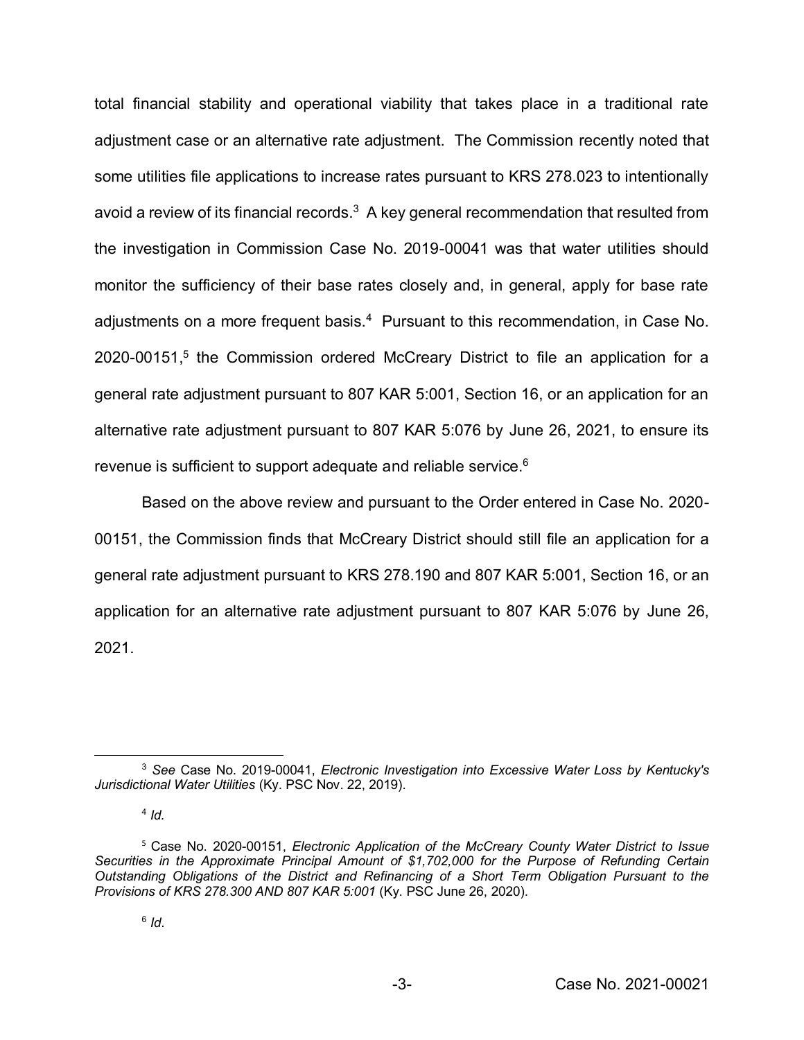total financial stability and operational viability that takes place in a traditional rate adjustment case or an alternative rate adjustment. The Commission recently noted that some utilities file applications to increase rates pursuant to KRS 278.023 to intentionally avoid a review of its financial records.[3] A key general recommendation that resulted from the investigation in Commission Case No. 2019-00041 was that water utilities should monitor the sufficiency of their base rates closely and, in general, apply for base rate adjustments on a more frequent basis.[4] Pursuant to this recommendation, in Case No. 2020-00151,[5] the Commission ordered McCreary District to file an application for a general rate adjustment pursuant to 807 KAR 5:001, Section 16, or an application for an alternative rate adjustment pursuant to 807 KAR 5:076 by June 26, 2021, to ensure its revenue is sufficient to support adequate and reliable service.[6]

Based on the above review and pursuant to the Order entered in Case No. 2020-00151, the Commission finds that McCreary District should still file an application for a general rate adjustment pursuant to KRS 278.190 and 807 KAR 5:001, Section 16, or an application for an alternative rate adjustment pursuant to 807 KAR 5:076 by June 26, 2021.

---

[3] *See* Case No. 2019-00041, *Electronic Investigation into Excessive Water Loss by Kentucky's Jurisdictional Water Utilities* (Ky. PSC Nov. 22, 2019).

[4] *Id.*

[5] Case No. 2020-00151, *Electronic Application of the McCreary County Water District to Issue Securities in the Approximate Principal Amount of $1,702,000 for the Purpose of Refunding Certain Outstanding Obligations of the District and Refinancing of a Short Term Obligation Pursuant to the Provisions of KRS 278.300 AND 807 KAR 5:001* (Ky. PSC June 26, 2020).

[6] *Id*.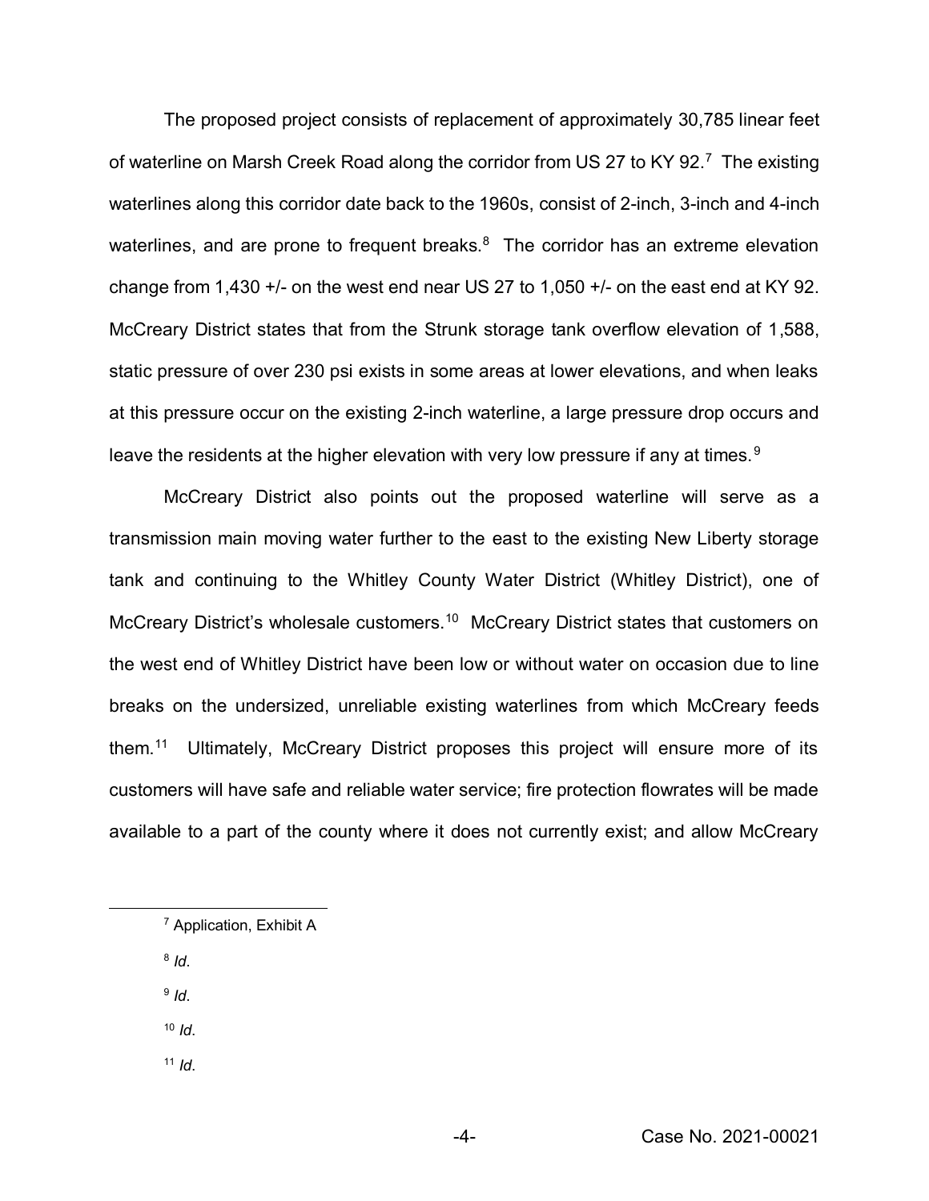The proposed project consists of replacement of approximately 30,785 linear feet of waterline on Marsh Creek Road along the corridor from US 27 to KY 92.[7] The existing waterlines along this corridor date back to the 1960s, consist of 2-inch, 3-inch and 4-inch waterlines, and are prone to frequent breaks.[8] The corridor has an extreme elevation change from 1,430 +/- on the west end near US 27 to 1,050 +/- on the east end at KY 92. McCreary District states that from the Strunk storage tank overflow elevation of 1,588, static pressure of over 230 psi exists in some areas at lower elevations, and when leaks at this pressure occur on the existing 2-inch waterline, a large pressure drop occurs and leave the residents at the higher elevation with very low pressure if any at times.[9]

McCreary District also points out the proposed waterline will serve as a transmission main moving water further to the east to the existing New Liberty storage tank and continuing to the Whitley County Water District (Whitley District), one of McCreary District's wholesale customers.[10] McCreary District states that customers on the west end of Whitley District have been low or without water on occasion due to line breaks on the undersized, unreliable existing waterlines from which McCreary feeds them.[11] Ultimately, McCreary District proposes this project will ensure more of its customers will have safe and reliable water service; fire protection flowrates will be made available to a part of the county where it does not currently exist; and allow McCreary

---

[7] Application, Exhibit A

[8] *Id*.

[9] *Id*.

[10] *Id*.

[11] *Id*.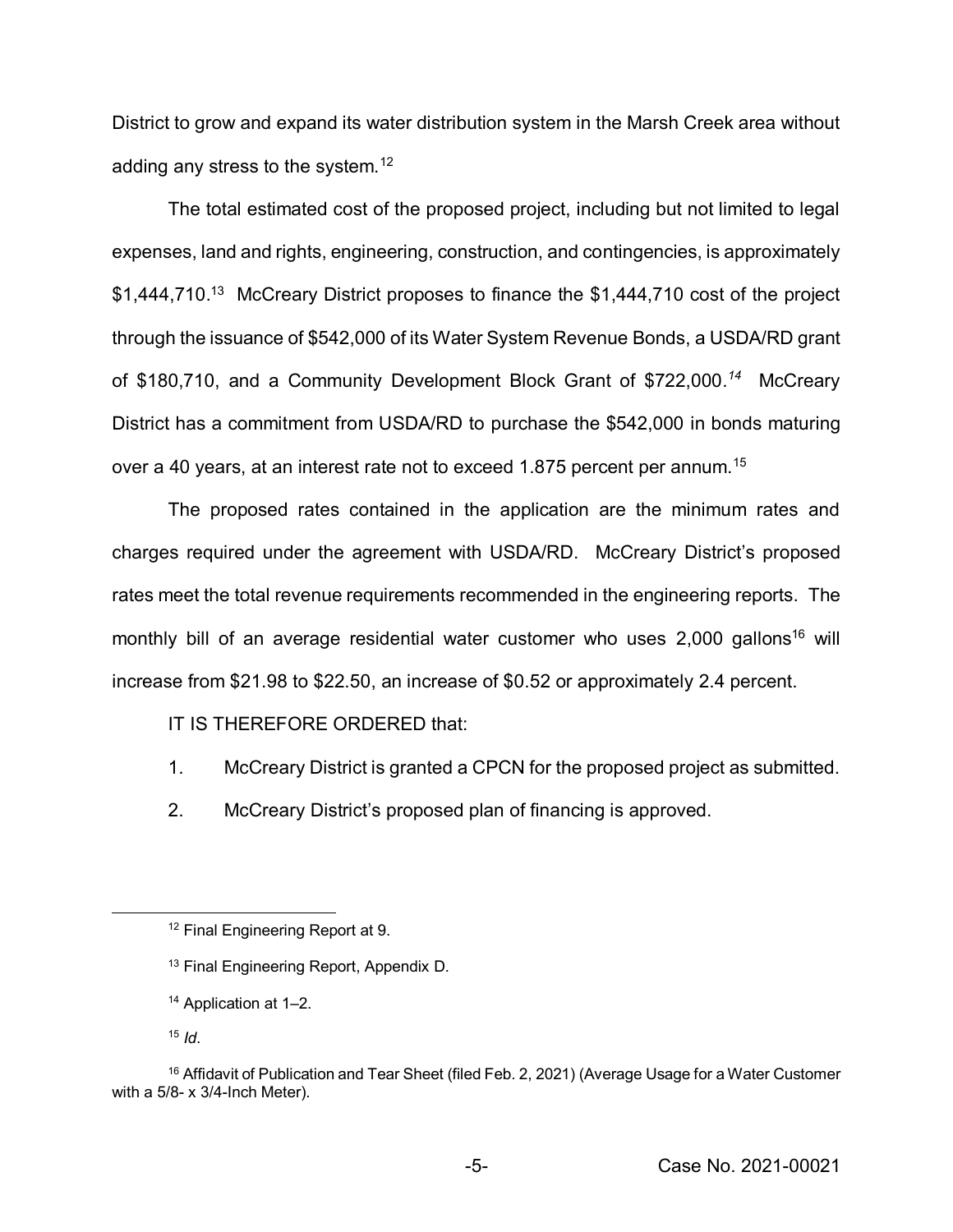District to grow and expand its water distribution system in the Marsh Creek area without adding any stress to the system.[12]

The total estimated cost of the proposed project, including but not limited to legal expenses, land and rights, engineering, construction, and contingencies, is approximately $1,444,710.[13] McCreary District proposes to finance the $1,444,710 cost of the project through the issuance of $542,000 of its Water System Revenue Bonds, a USDA/RD grant of $180,710, and a Community Development Block Grant of $722,000.[14] McCreary District has a commitment from USDA/RD to purchase the $542,000 in bonds maturing over a 40 years, at an interest rate not to exceed 1.875 percent per annum.[15]

The proposed rates contained in the application are the minimum rates and charges required under the agreement with USDA/RD. McCreary District's proposed rates meet the total revenue requirements recommended in the engineering reports. The monthly bill of an average residential water customer who uses 2,000 gallons[16] will increase from $21.98 to $22.50, an increase of $0.52 or approximately 2.4 percent.

IT IS THEREFORE ORDERED that:

1. McCreary District is granted a CPCN for the proposed project as submitted.

2. McCreary District's proposed plan of financing is approved.

---

[12] Final Engineering Report at 9.

[13] Final Engineering Report, Appendix D.

[14] Application at 1–2.

[15] *Id*.

[16] Affidavit of Publication and Tear Sheet (filed Feb. 2, 2021) (Average Usage for a Water Customer with a 5/8- x 3/4-Inch Meter).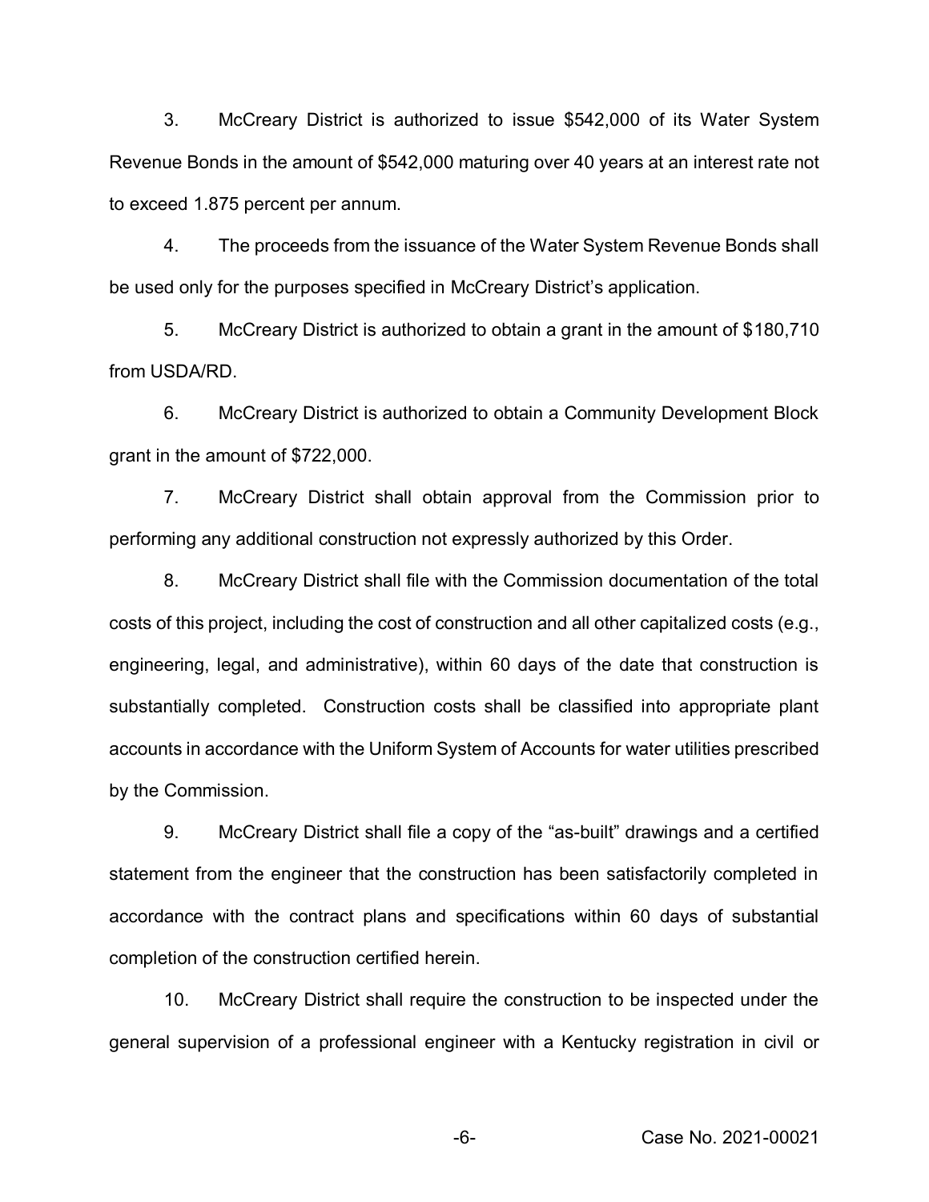3. McCreary District is authorized to issue $542,000 of its Water System Revenue Bonds in the amount of $542,000 maturing over 40 years at an interest rate not to exceed 1.875 percent per annum.

4. The proceeds from the issuance of the Water System Revenue Bonds shall be used only for the purposes specified in McCreary District's application.

5. McCreary District is authorized to obtain a grant in the amount of $180,710 from USDA/RD.

6. McCreary District is authorized to obtain a Community Development Block grant in the amount of $722,000.

7. McCreary District shall obtain approval from the Commission prior to performing any additional construction not expressly authorized by this Order.

8. McCreary District shall file with the Commission documentation of the total costs of this project, including the cost of construction and all other capitalized costs (e.g., engineering, legal, and administrative), within 60 days of the date that construction is substantially completed. Construction costs shall be classified into appropriate plant accounts in accordance with the Uniform System of Accounts for water utilities prescribed by the Commission.

9. McCreary District shall file a copy of the "as-built" drawings and a certified statement from the engineer that the construction has been satisfactorily completed in accordance with the contract plans and specifications within 60 days of substantial completion of the construction certified herein.

10. McCreary District shall require the construction to be inspected under the general supervision of a professional engineer with a Kentucky registration in civil or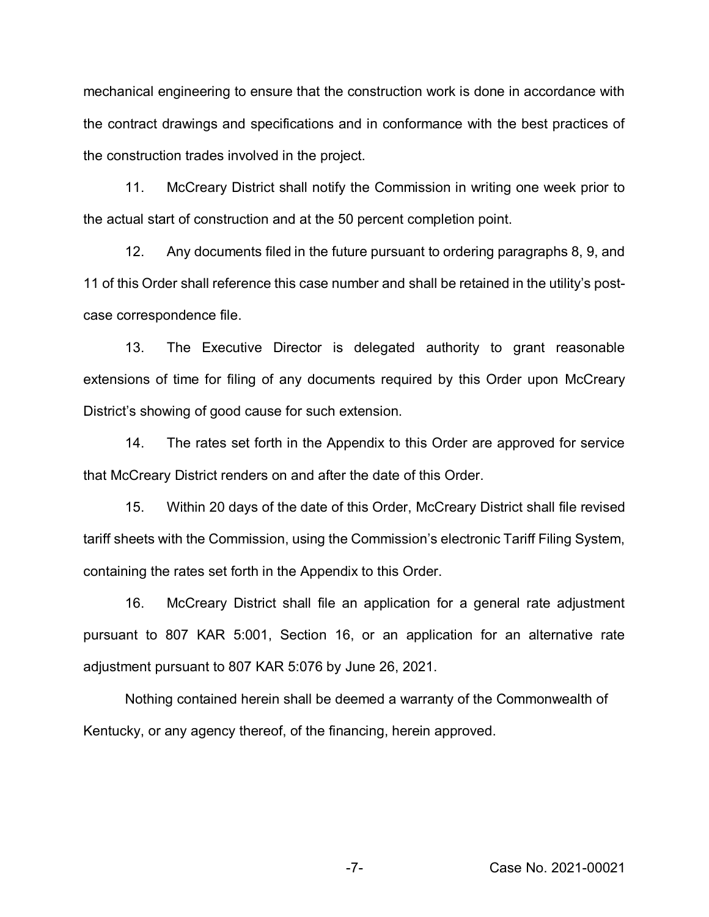mechanical engineering to ensure that the construction work is done in accordance with the contract drawings and specifications and in conformance with the best practices of the construction trades involved in the project.

11. McCreary District shall notify the Commission in writing one week prior to the actual start of construction and at the 50 percent completion point.

12. Any documents filed in the future pursuant to ordering paragraphs 8, 9, and 11 of this Order shall reference this case number and shall be retained in the utility's post-case correspondence file.

13. The Executive Director is delegated authority to grant reasonable extensions of time for filing of any documents required by this Order upon McCreary District's showing of good cause for such extension.

14. The rates set forth in the Appendix to this Order are approved for service that McCreary District renders on and after the date of this Order.

15. Within 20 days of the date of this Order, McCreary District shall file revised tariff sheets with the Commission, using the Commission's electronic Tariff Filing System, containing the rates set forth in the Appendix to this Order.

16. McCreary District shall file an application for a general rate adjustment pursuant to 807 KAR 5:001, Section 16, or an application for an alternative rate adjustment pursuant to 807 KAR 5:076 by June 26, 2021.

Nothing contained herein shall be deemed a warranty of the Commonwealth of Kentucky, or any agency thereof, of the financing, herein approved.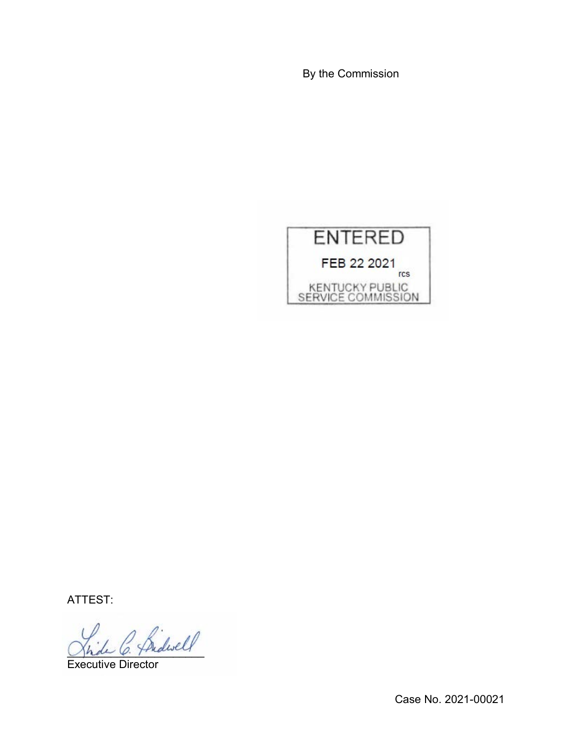By the Commission

ENTERED

FEB 22 2021

rcs

KENTUCKY PUBLIC SERVICE COMMISSION

ATTEST:

Executive Director

Case No. 2021-00021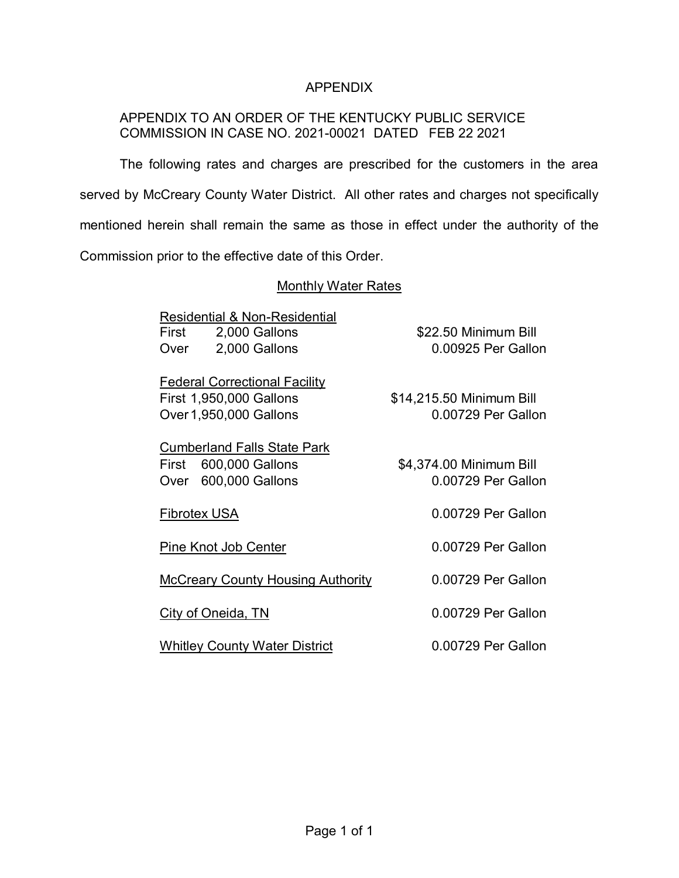# APPENDIX

APPENDIX TO AN ORDER OF THE KENTUCKY PUBLIC SERVICE COMMISSION IN CASE NO. 2021-00021 DATED FEB 22 2021

The following rates and charges are prescribed for the customers in the area served by McCreary County Water District. All other rates and charges not specifically mentioned herein shall remain the same as those in effect under the authority of the Commission prior to the effective date of this Order.

## Monthly Water Rates

| | |
|---|---|
| **Residential & Non-Residential** | |
| First 2,000 Gallons | $22.50 Minimum Bill |
| Over 2,000 Gallons | 0.00925 Per Gallon |
| **Federal Correctional Facility** | |
| First 1,950,000 Gallons | $14,215.50 Minimum Bill |
| Over 1,950,000 Gallons | 0.00729 Per Gallon |
| **Cumberland Falls State Park** | |
| First 600,000 Gallons | $4,374.00 Minimum Bill |
| Over 600,000 Gallons | 0.00729 Per Gallon |
| **Fibrotex USA** | 0.00729 Per Gallon |
| **Pine Knot Job Center** | 0.00729 Per Gallon |
| **McCreary County Housing Authority** | 0.00729 Per Gallon |
| **City of Oneida, TN** | 0.00729 Per Gallon |
| **Whitley County Water District** | 0.00729 Per Gallon |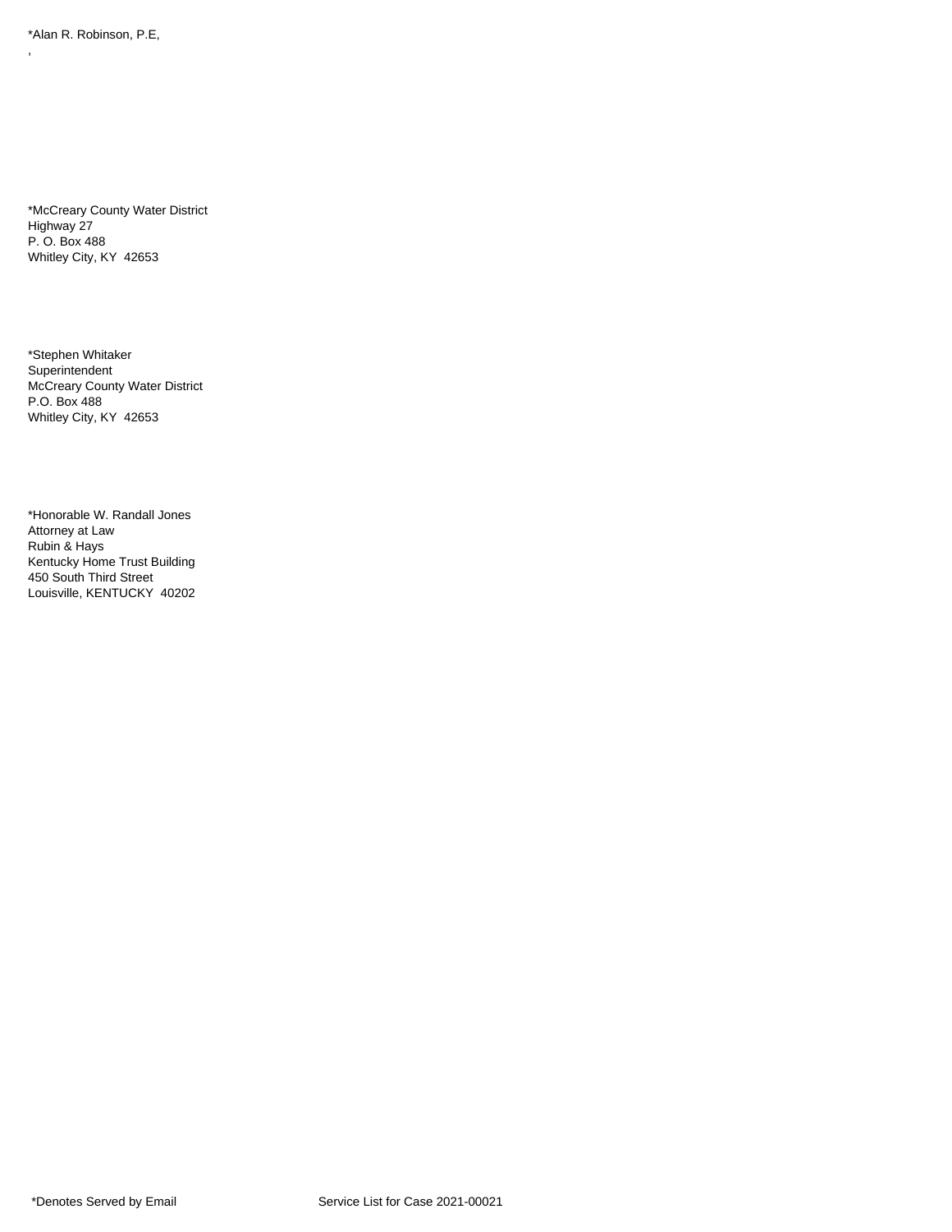*Alan R. Robinson, P.E,
,

*McCreary County Water District
Highway 27
P. O. Box 488
Whitley City, KY  42653

*Stephen Whitaker
Superintendent
McCreary County Water District
P.O. Box 488
Whitley City, KY  42653

*Honorable W. Randall Jones
Attorney at Law
Rubin & Hays
Kentucky Home Trust Building
450 South Third Street
Louisville, KENTUCKY  40202

*Denotes Served by Email

Service List for Case 2021-00021